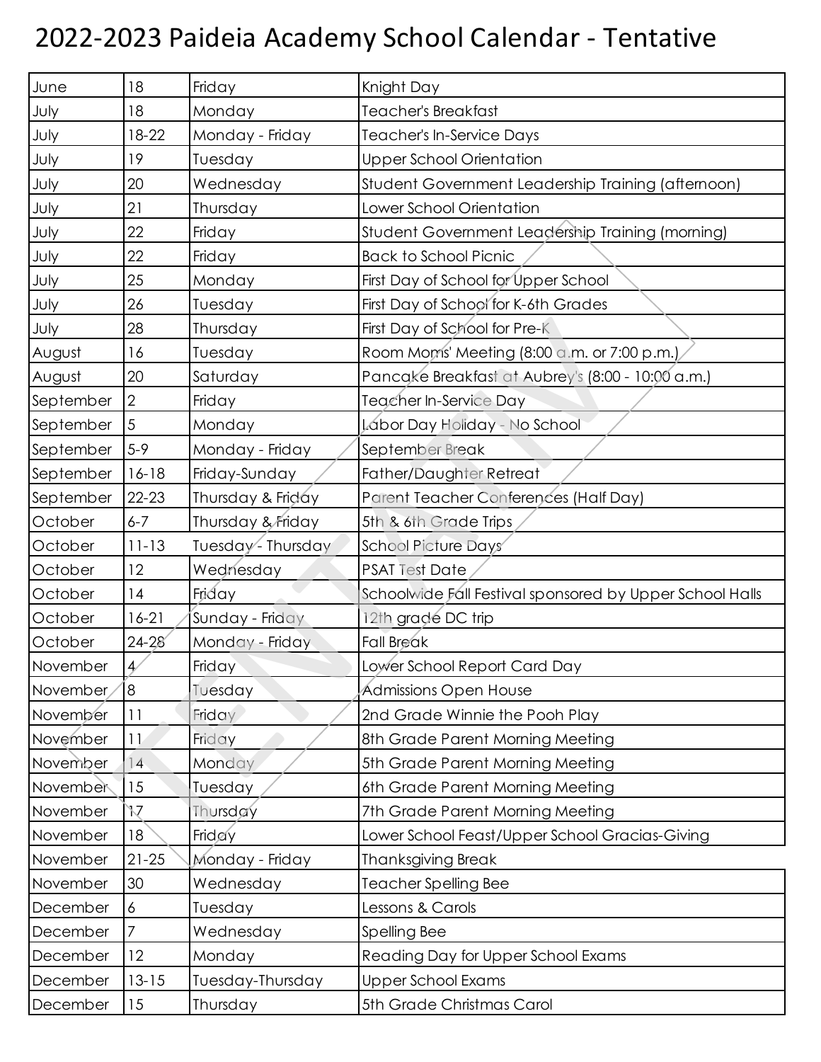# 2022-2023 Paideia Academy School Calendar - Tentative

| | | | |
|---|---|---|---|
| June | 18 | Friday | Knight Day |
| July | 18 | Monday | Teacher's Breakfast |
| July | 18-22 | Monday - Friday | Teacher's In-Service Days |
| July | 19 | Tuesday | Upper School Orientation |
| July | 20 | Wednesday | Student Government Leadership Training (afternoon) |
| July | 21 | Thursday | Lower School Orientation |
| July | 22 | Friday | Student Government Leadership Training (morning) |
| July | 22 | Friday | Back to School Picnic |
| July | 25 | Monday | First Day of School for Upper School |
| July | 26 | Tuesday | First Day of School for K-6th Grades |
| July | 28 | Thursday | First Day of School for Pre-K |
| August | 16 | Tuesday | Room Moms' Meeting (8:00 a.m. or 7:00 p.m.) |
| August | 20 | Saturday | Pancake Breakfast at Aubrey's (8:00 - 10:00 a.m.) |
| September | 2 | Friday | Teacher In-Service Day |
| September | 5 | Monday | Labor Day Holiday - No School |
| September | 5-9 | Monday - Friday | September Break |
| September | 16-18 | Friday-Sunday | Father/Daughter Retreat |
| September | 22-23 | Thursday & Friday | Parent Teacher Conferences (Half Day) |
| October | 6-7 | Thursday & Friday | 5th & 6th Grade Trips |
| October | 11-13 | Tuesday - Thursday | School Picture Days |
| October | 12 | Wednesday | PSAT Test Date |
| October | 14 | Friday | Schoolwide Fall Festival sponsored by Upper School Halls |
| October | 16-21 | Sunday - Friday | 12th grade DC trip |
| October | 24-28 | Monday - Friday | Fall Break |
| November | 4 | Friday | Lower School Report Card Day |
| November | 8 | Tuesday | Admissions Open House |
| November | 11 | Friday | 2nd Grade Winnie the Pooh Play |
| November | 11 | Friday | 8th Grade Parent Morning Meeting |
| November | 14 | Monday | 5th Grade Parent Morning Meeting |
| November | 15 | Tuesday | 6th Grade Parent Morning Meeting |
| November | 17 | Thursday | 7th Grade Parent Morning Meeting |
| November | 18 | Friday | Lower School Feast/Upper School Gracias-Giving |
| November | 21-25 | Monday - Friday | Thanksgiving Break |
| November | 30 | Wednesday | Teacher Spelling Bee |
| December | 6 | Tuesday | Lessons & Carols |
| December | 7 | Wednesday | Spelling Bee |
| December | 12 | Monday | Reading Day for Upper School Exams |
| December | 13-15 | Tuesday-Thursday | Upper School Exams |
| December | 15 | Thursday | 5th Grade Christmas Carol |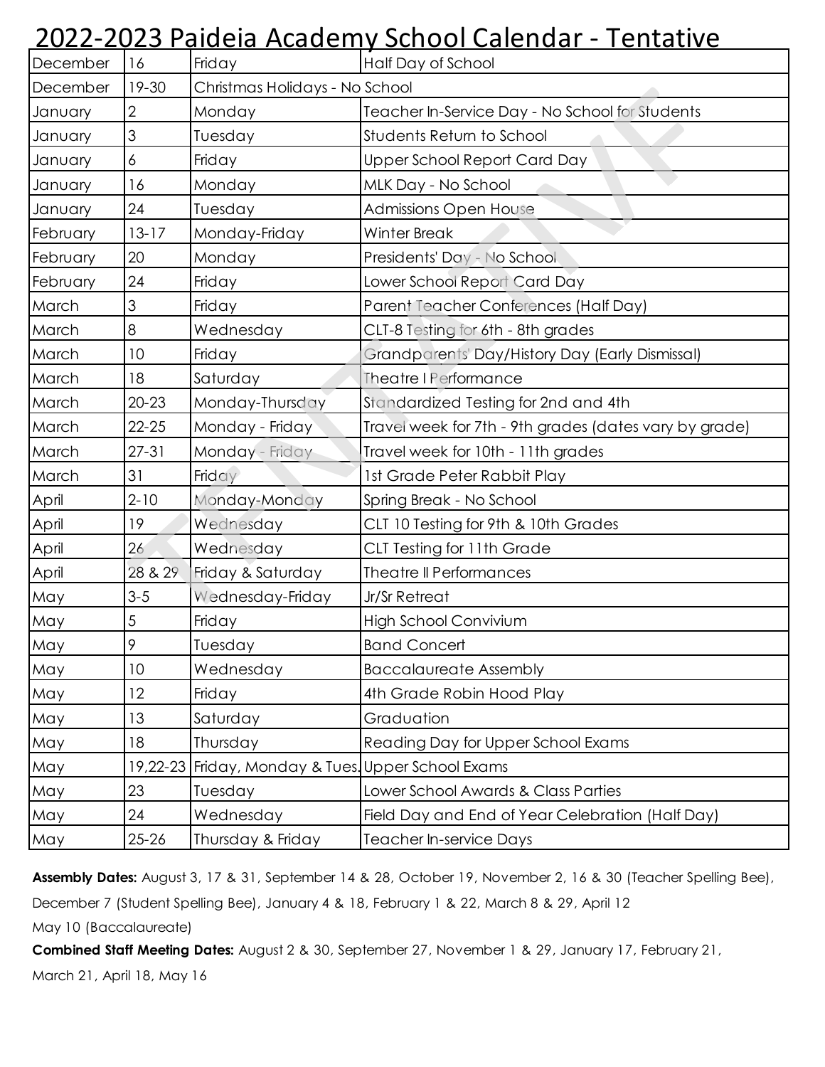# 2022-2023 Paideia Academy School Calendar - Tentative

| | | | |
|---|---|---|---|
| December | 16 | Friday | Half Day of School |
| December | 19-30 | Christmas Holidays - No School | |
| January | 2 | Monday | Teacher In-Service Day - No School for Students |
| January | 3 | Tuesday | Students Return to School |
| January | 6 | Friday | Upper School Report Card Day |
| January | 16 | Monday | MLK Day - No School |
| January | 24 | Tuesday | Admissions Open House |
| February | 13-17 | Monday-Friday | Winter Break |
| February | 20 | Monday | Presidents' Day - No School |
| February | 24 | Friday | Lower School Report Card Day |
| March | 3 | Friday | Parent Teacher Conferences (Half Day) |
| March | 8 | Wednesday | CLT-8 Testing for 6th - 8th grades |
| March | 10 | Friday | Grandparents' Day/History Day (Early Dismissal) |
| March | 18 | Saturday | Theatre I Performance |
| March | 20-23 | Monday-Thursday | Standardized Testing for 2nd and 4th |
| March | 22-25 | Monday - Friday | Travel week for 7th - 9th grades (dates vary by grade) |
| March | 27-31 | Monday - Friday | Travel week for 10th - 11th grades |
| March | 31 | Friday | 1st Grade Peter Rabbit Play |
| April | 2-10 | Monday-Monday | Spring Break - No School |
| April | 19 | Wednesday | CLT 10 Testing for 9th & 10th Grades |
| April | 26 | Wednesday | CLT Testing for 11th Grade |
| April | 28 & 29 | Friday & Saturday | Theatre II Performances |
| May | 3-5 | Wednesday-Friday | Jr/Sr Retreat |
| May | 5 | Friday | High School Convivium |
| May | 9 | Tuesday | Band Concert |
| May | 10 | Wednesday | Baccalaureate Assembly |
| May | 12 | Friday | 4th Grade Robin Hood Play |
| May | 13 | Saturday | Graduation |
| May | 18 | Thursday | Reading Day for Upper School Exams |
| May | 19,22-23 | Friday, Monday & Tues. | Upper School Exams |
| May | 23 | Tuesday | Lower School Awards & Class Parties |
| May | 24 | Wednesday | Field Day and End of Year Celebration (Half Day) |
| May | 25-26 | Thursday & Friday | Teacher In-service Days |

**Assembly Dates:** August 3, 17 & 31, September 14 & 28, October 19, November 2, 16 & 30 (Teacher Spelling Bee), December 7 (Student Spelling Bee), January 4 & 18, February 1 & 22, March 8 & 29, April 12
May 10 (Baccalaureate)

**Combined Staff Meeting Dates:** August 2 & 30, September 27, November 1 & 29, January 17, February 21, March 21, April 18, May 16